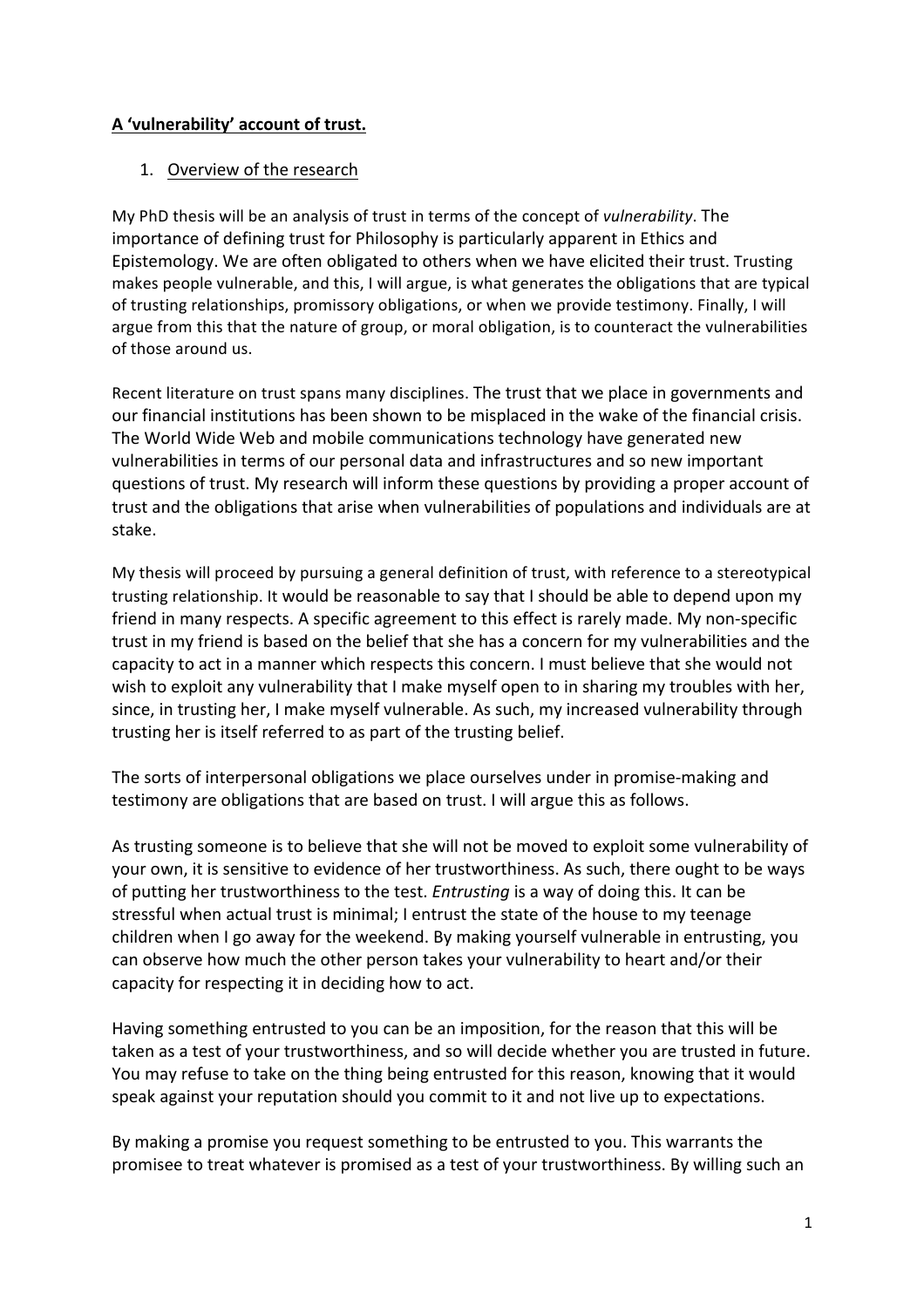# A 'vulnerability' account of trust.

1. Overview of the research

My PhD thesis will be an analysis of trust in terms of the concept of *vulnerability*. The importance of defining trust for Philosophy is particularly apparent in Ethics and Epistemology. We are often obligated to others when we have elicited their trust. Trusting makes people vulnerable, and this, I will argue, is what generates the obligations that are typical of trusting relationships, promissory obligations, or when we provide testimony. Finally, I will argue from this that the nature of group, or moral obligation, is to counteract the vulnerabilities of those around us.

Recent literature on trust spans many disciplines. The trust that we place in governments and our financial institutions has been shown to be misplaced in the wake of the financial crisis. The World Wide Web and mobile communications technology have generated new vulnerabilities in terms of our personal data and infrastructures and so new important questions of trust. My research will inform these questions by providing a proper account of trust and the obligations that arise when vulnerabilities of populations and individuals are at stake.

My thesis will proceed by pursuing a general definition of trust, with reference to a stereotypical trusting relationship. It would be reasonable to say that I should be able to depend upon my friend in many respects. A specific agreement to this effect is rarely made. My non-specific trust in my friend is based on the belief that she has a concern for my vulnerabilities and the capacity to act in a manner which respects this concern. I must believe that she would not wish to exploit any vulnerability that I make myself open to in sharing my troubles with her, since, in trusting her, I make myself vulnerable. As such, my increased vulnerability through trusting her is itself referred to as part of the trusting belief.

The sorts of interpersonal obligations we place ourselves under in promise-making and testimony are obligations that are based on trust. I will argue this as follows.

As trusting someone is to believe that she will not be moved to exploit some vulnerability of your own, it is sensitive to evidence of her trustworthiness. As such, there ought to be ways of putting her trustworthiness to the test. *Entrusting* is a way of doing this. It can be stressful when actual trust is minimal; I entrust the state of the house to my teenage children when I go away for the weekend. By making yourself vulnerable in entrusting, you can observe how much the other person takes your vulnerability to heart and/or their capacity for respecting it in deciding how to act.

Having something entrusted to you can be an imposition, for the reason that this will be taken as a test of your trustworthiness, and so will decide whether you are trusted in future. You may refuse to take on the thing being entrusted for this reason, knowing that it would speak against your reputation should you commit to it and not live up to expectations.

By making a promise you request something to be entrusted to you. This warrants the promisee to treat whatever is promised as a test of your trustworthiness. By willing such an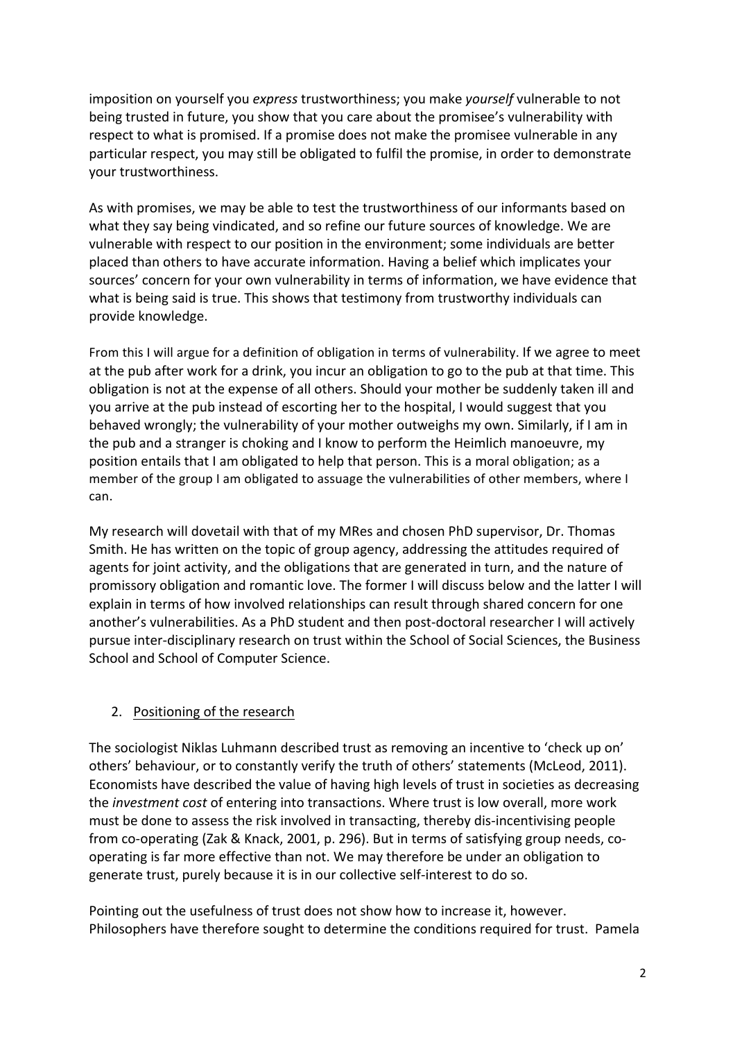imposition on yourself you *express* trustworthiness; you make *yourself* vulnerable to not being trusted in future, you show that you care about the promisee's vulnerability with respect to what is promised. If a promise does not make the promisee vulnerable in any particular respect, you may still be obligated to fulfil the promise, in order to demonstrate your trustworthiness.

As with promises, we may be able to test the trustworthiness of our informants based on what they say being vindicated, and so refine our future sources of knowledge. We are vulnerable with respect to our position in the environment; some individuals are better placed than others to have accurate information. Having a belief which implicates your sources' concern for your own vulnerability in terms of information, we have evidence that what is being said is true. This shows that testimony from trustworthy individuals can provide knowledge.

From this I will argue for a definition of obligation in terms of vulnerability. If we agree to meet at the pub after work for a drink, you incur an obligation to go to the pub at that time. This obligation is not at the expense of all others. Should your mother be suddenly taken ill and you arrive at the pub instead of escorting her to the hospital, I would suggest that you behaved wrongly; the vulnerability of your mother outweighs my own. Similarly, if I am in the pub and a stranger is choking and I know to perform the Heimlich manoeuvre, my position entails that I am obligated to help that person. This is a moral obligation; as a member of the group I am obligated to assuage the vulnerabilities of other members, where I can.

My research will dovetail with that of my MRes and chosen PhD supervisor, Dr. Thomas Smith. He has written on the topic of group agency, addressing the attitudes required of agents for joint activity, and the obligations that are generated in turn, and the nature of promissory obligation and romantic love. The former I will discuss below and the latter I will explain in terms of how involved relationships can result through shared concern for one another's vulnerabilities. As a PhD student and then post-doctoral researcher I will actively pursue inter-disciplinary research on trust within the School of Social Sciences, the Business School and School of Computer Science.

## 2. Positioning of the research

The sociologist Niklas Luhmann described trust as removing an incentive to 'check up on' others' behaviour, or to constantly verify the truth of others' statements (McLeod, 2011). Economists have described the value of having high levels of trust in societies as decreasing the *investment cost* of entering into transactions. Where trust is low overall, more work must be done to assess the risk involved in transacting, thereby dis-incentivising people from co-operating (Zak & Knack, 2001, p. 296). But in terms of satisfying group needs, co-operating is far more effective than not. We may therefore be under an obligation to generate trust, purely because it is in our collective self-interest to do so.

Pointing out the usefulness of trust does not show how to increase it, however. Philosophers have therefore sought to determine the conditions required for trust. Pamela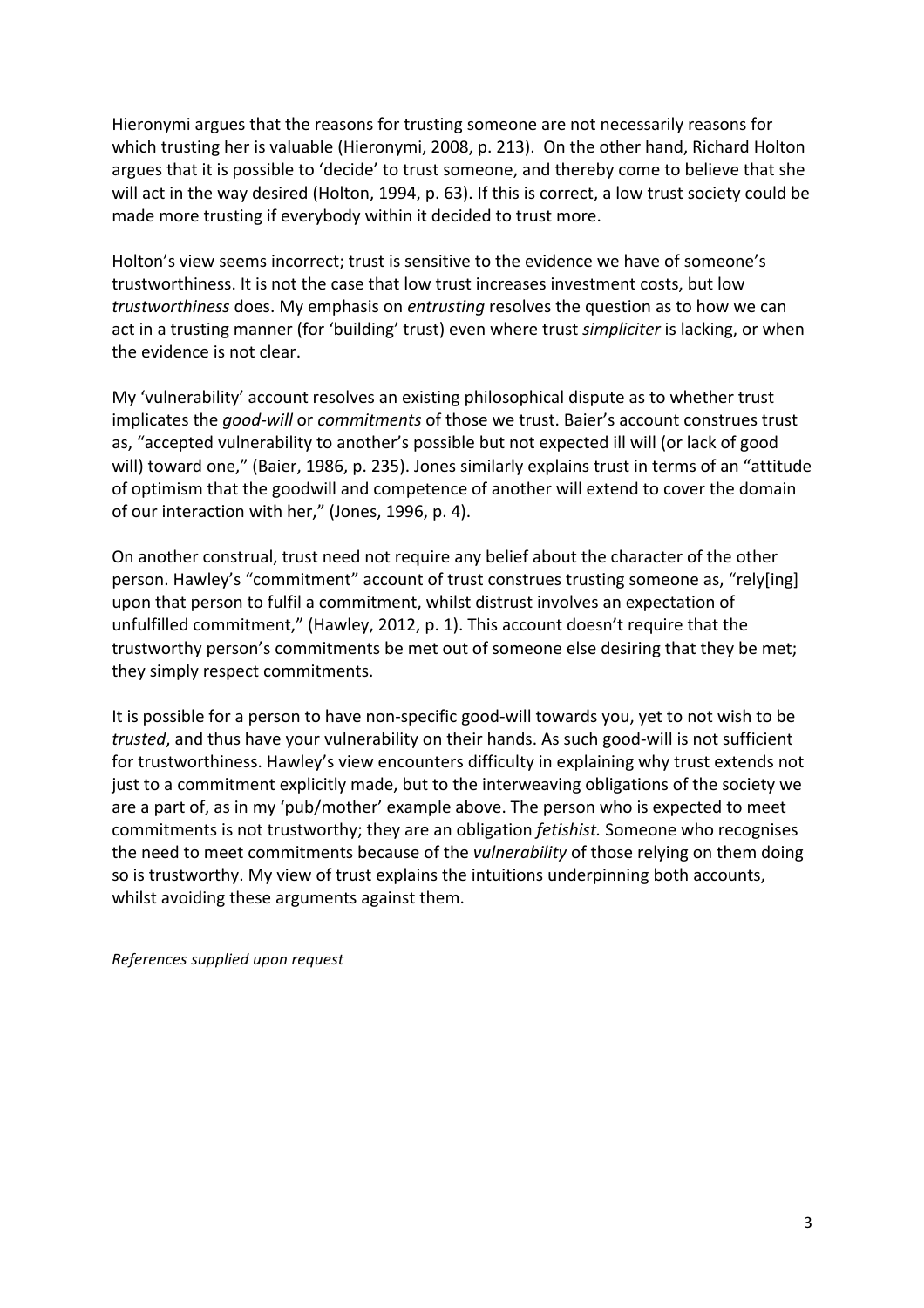Hieronymi argues that the reasons for trusting someone are not necessarily reasons for which trusting her is valuable (Hieronymi, 2008, p. 213). On the other hand, Richard Holton argues that it is possible to 'decide' to trust someone, and thereby come to believe that she will act in the way desired (Holton, 1994, p. 63). If this is correct, a low trust society could be made more trusting if everybody within it decided to trust more.

Holton's view seems incorrect; trust is sensitive to the evidence we have of someone's trustworthiness. It is not the case that low trust increases investment costs, but low *trustworthiness* does. My emphasis on *entrusting* resolves the question as to how we can act in a trusting manner (for 'building' trust) even where trust *simpliciter* is lacking, or when the evidence is not clear.

My 'vulnerability' account resolves an existing philosophical dispute as to whether trust implicates the *good-will* or *commitments* of those we trust. Baier's account construes trust as, "accepted vulnerability to another's possible but not expected ill will (or lack of good will) toward one," (Baier, 1986, p. 235). Jones similarly explains trust in terms of an "attitude of optimism that the goodwill and competence of another will extend to cover the domain of our interaction with her," (Jones, 1996, p. 4).

On another construal, trust need not require any belief about the character of the other person. Hawley's "commitment" account of trust construes trusting someone as, "rely[ing] upon that person to fulfil a commitment, whilst distrust involves an expectation of unfulfilled commitment," (Hawley, 2012, p. 1). This account doesn't require that the trustworthy person's commitments be met out of someone else desiring that they be met; they simply respect commitments.

It is possible for a person to have non-specific good-will towards you, yet to not wish to be *trusted*, and thus have your vulnerability on their hands. As such good-will is not sufficient for trustworthiness. Hawley's view encounters difficulty in explaining why trust extends not just to a commitment explicitly made, but to the interweaving obligations of the society we are a part of, as in my 'pub/mother' example above. The person who is expected to meet commitments is not trustworthy; they are an obligation *fetishist.* Someone who recognises the need to meet commitments because of the *vulnerability* of those relying on them doing so is trustworthy. My view of trust explains the intuitions underpinning both accounts, whilst avoiding these arguments against them.

*References supplied upon request*